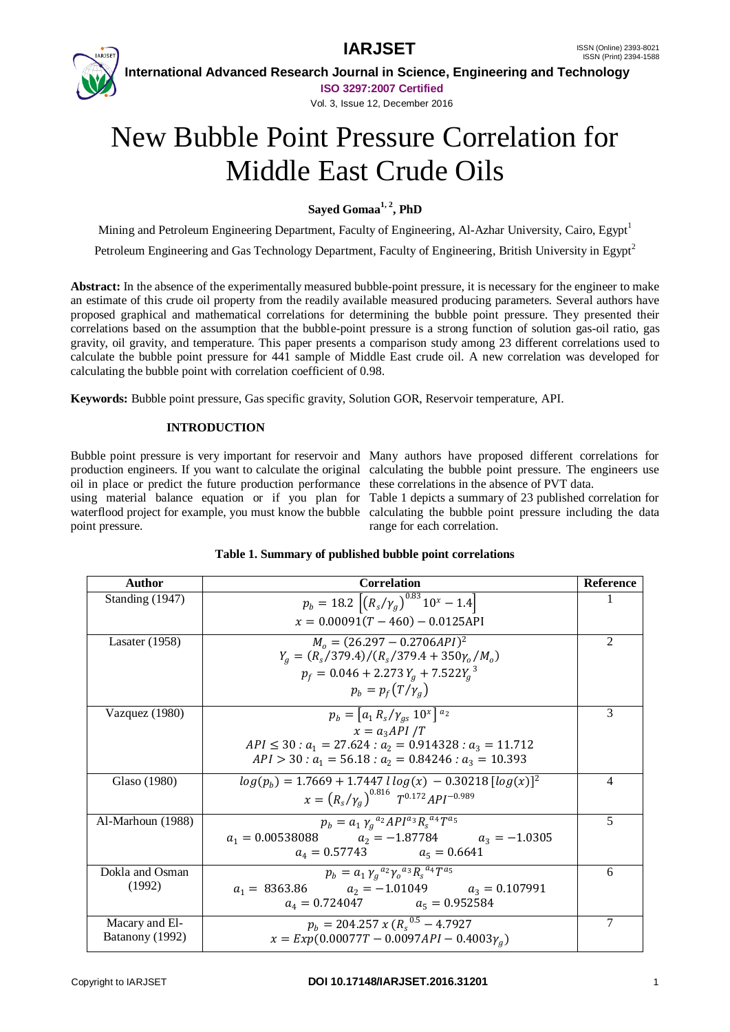# New Bubble Point Pressure Correlation for Middle East Crude Oils

**Sayed Gomaa[1, 2], PhD**

Mining and Petroleum Engineering Department, Faculty of Engineering, Al-Azhar University, Cairo, Egypt[1]

Petroleum Engineering and Gas Technology Department, Faculty of Engineering, British University in Egypt[2]

**Abstract:** In the absence of the experimentally measured bubble-point pressure, it is necessary for the engineer to make an estimate of this crude oil property from the readily available measured producing parameters. Several authors have proposed graphical and mathematical correlations for determining the bubble point pressure. They presented their correlations based on the assumption that the bubble-point pressure is a strong function of solution gas-oil ratio, gas gravity, oil gravity, and temperature. This paper presents a comparison study among 23 different correlations used to calculate the bubble point pressure for 441 sample of Middle East crude oil. A new correlation was developed for calculating the bubble point with correlation coefficient of 0.98.

**Keywords:** Bubble point pressure, Gas specific gravity, Solution GOR, Reservoir temperature, API.

## INTRODUCTION

Bubble point pressure is very important for reservoir and production engineers. If you want to calculate the original oil in place or predict the future production performance using material balance equation or if you plan for waterflood project for example, you must know the bubble point pressure.

Many authors have proposed different correlations for calculating the bubble point pressure. The engineers use these correlations in the absence of PVT data.

Table 1 depicts a summary of 23 published correlation for calculating the bubble point pressure including the data range for each correlation.

**Table 1. Summary of published bubble point correlations**

| Author | Correlation | Reference |
|---|---|---|
| Standing (1947) | $p_b = 18.2\left[(R_s/\gamma_g)^{0.83}10^x - 1.4\right]$ <br> $x = 0.00091(T-460) - 0.0125\text{API}$ | 1 |
| Lasater (1958) | $M_o = (26.297 - 0.2706API)^2$ <br> $Y_g = (R_s/379.4)/(R_s/379.4 + 350\gamma_o/M_o)$ <br> $p_f = 0.046 + 2.273\,Y_g + 7.522Y_g^{\,3}$ <br> $p_b = p_f(T/\gamma_g)$ | 2 |
| Vazquez (1980) | $p_b = \left[a_1\,R_s/\gamma_{gs}\,10^x\right]^{a_2}$ <br> $x = a_3 API\,/T$ <br> $API \le 30 : a_1 = 27.624 : a_2 = 0.914328 : a_3 = 11.712$ <br> $API > 30 : a_1 = 56.18 : a_2 = 0.84246 : a_3 = 10.393$ | 3 |
| Glaso (1980) | $log(p_b) = 1.7669 + 1.7447\,l\,log(x) - 0.30218\,[log(x)]^2$ <br> $x = (R_s/\gamma_g)^{0.816}\;T^{0.172}API^{-0.989}$ | 4 |
| Al-Marhoun (1988) | $p_b = a_1\,\gamma_g^{\,a_2}API^{a_3}R_s^{\,a_4}T^{a_5}$ <br> $a_1 = 0.00538088 \quad a_2 = -1.87784 \quad a_3 = -1.0305$ <br> $a_4 = 0.57743 \quad a_5 = 0.6641$ | 5 |
| Dokla and Osman (1992) | $p_b = a_1\,\gamma_g^{\,a_2}\gamma_o^{\,a_3}R_s^{\,a_4}T^{a_5}$ <br> $a_1 = 8363.86 \quad a_2 = -1.01049 \quad a_3 = 0.107991$ <br> $a_4 = 0.724047 \quad a_5 = 0.952584$ | 6 |
| Macary and El-Batanony (1992) | $p_b = 204.257\,x\,(R_s^{\,0.5} - 4.7927$ <br> $x = Exp(0.00077T - 0.0097API - 0.4003\gamma_g)$ | 7 |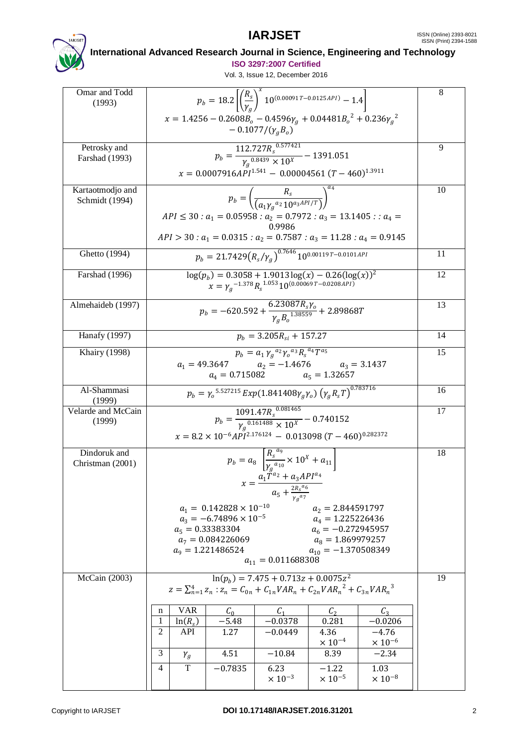| Author | Correlation | No. |
|---|---|---|
| Omar and Todd (1993) | $p_b = 18.2\left[\left(\frac{R_s}{\gamma_g}\right)^x 10^{(0.00091T-0.0125API)} - 1.4\right]$ <br> $x = 1.4256 - 0.2608B_o - 0.4596\gamma_g + 0.04481{B_o}^2 + 0.236{\gamma_g}^2 - 0.1077/(\gamma_g B_o)$ | 8 |
| Petrosky and Farshad (1993) | $p_b = \frac{112.727{R_s}^{0.577421}}{{\gamma_g}^{0.8439} \times 10^X} - 1391.051$ <br> $x = 0.0007916API^{1.541} - 0.00004561\,(T-460)^{1.3911}$ | 9 |
| Kartaotmodjo and Schmidt (1994) | $p_b = \left(\frac{R_s}{\left(a_1{\gamma_g}^{a_2}10^{a_3 API/T}\right)}\right)^{a_4}$ <br> $API \leq 30 : a_1 = 0.05958 : a_2 = 0.7972 : a_3 = 13.1405 :: a_4 = 0.9986$ <br> $API > 30 : a_1 = 0.0315 : a_2 = 0.7587 : a_3 = 11.28 : a_4 = 0.9145$ | 10 |
| Ghetto (1994) | $p_b = 21.7429\left(R_s/\gamma_g\right)^{0.7646} 10^{0.00119T-0.0101API}$ | 11 |
| Farshad (1996) | $\log(p_b) = 0.3058 + 1.9013\log(x) - 0.26(\log(x))^2$ <br> $x = {\gamma_g}^{-1.378}{R_s}^{1.053}10^{(0.00069T-0.0208API)}$ | 12 |
| Almehaideb (1997) | $p_b = -620.592 + \frac{6.23087R_s\gamma_o}{\gamma_g {B_o}^{1.38559}} + 2.898868T$ | 13 |
| Hanafy (1997) | $p_b = 3.205R_{si} + 157.27$ | 14 |
| Khairy (1998) | $p_b = a_1\,{\gamma_g}^{a_2}{\gamma_o}^{a_3}{R_s}^{a_4}T^{a_5}$ <br> $a_1 = 49.3647 \quad a_2 = -1.4676 \quad a_3 = 3.1437$ <br> $a_4 = 0.715082 \quad a_5 = 1.32657$ | 15 |
| Al-Shammasi (1999) | $p_b = {\gamma_o}^{5.527215}Exp(1.841408\gamma_g\gamma_o)\left(\gamma_g R_s T\right)^{0.783716}$ | 16 |
| Velarde and McCain (1999) | $p_b = \frac{1091.47{R_s}^{0.081465}}{{\gamma_g}^{0.161488} \times 10^X} - 0.740152$ <br> $x = 8.2 \times 10^{-6}API^{2.176124} - 0.013098\,(T-460)^{0.282372}$ | 17 |
| Dindoruk and Christman (2001) | $p_b = a_8\left[\frac{{R_s}^{a_9}}{{\gamma_g}^{a_{10}}} \times 10^X + a_{11}\right]$ <br> $x = \frac{a_1T^{a_2} + a_3API^{a_4}}{a_5 + \frac{2{R_s}^{a_6}}{{\gamma_g}^{a_7}}}$ <br> $a_1 = 0.142828 \times 10^{-10} \quad a_2 = 2.844591797$ <br> $a_3 = -6.74896 \times 10^{-5} \quad a_4 = 1.225226436$ <br> $a_5 = 0.33383304 \quad a_6 = -0.272945957$ <br> $a_7 = 0.084226069 \quad a_8 = 1.869979257$ <br> $a_9 = 1.221486524 \quad a_{10} = -1.370508349$ <br> $a_{11} = 0.011688308$ | 18 |
| McCain (2003) | $\ln(p_b) = 7.475 + 0.713z + 0.0075z^2$ <br> $z = \sum_{n=1}^{4} z_n : z_n = C_{0n} + C_{1n}VAR_n + C_{2n}{VAR_n}^2 + C_{3n}{VAR_n}^3$ | 19 |

McCain (2003) coefficients:

| n | VAR | $C_0$ | $C_1$ | $C_2$ | $C_3$ |
|---|---|---|---|---|---|
| 1 | $\ln(R_s)$ | $-5.48$ | $-0.0378$ | $0.281$ | $-0.0206$ |
| 2 | API | $1.27$ | $-0.0449$ | $4.36 \times 10^{-4}$ | $-4.76 \times 10^{-6}$ |
| 3 | $\gamma_g$ | $4.51$ | $-10.84$ | $8.39$ | $-2.34$ |
| 4 | T | $-0.7835$ | $6.23 \times 10^{-3}$ | $-1.22 \times 10^{-5}$ | $1.03 \times 10^{-8}$ |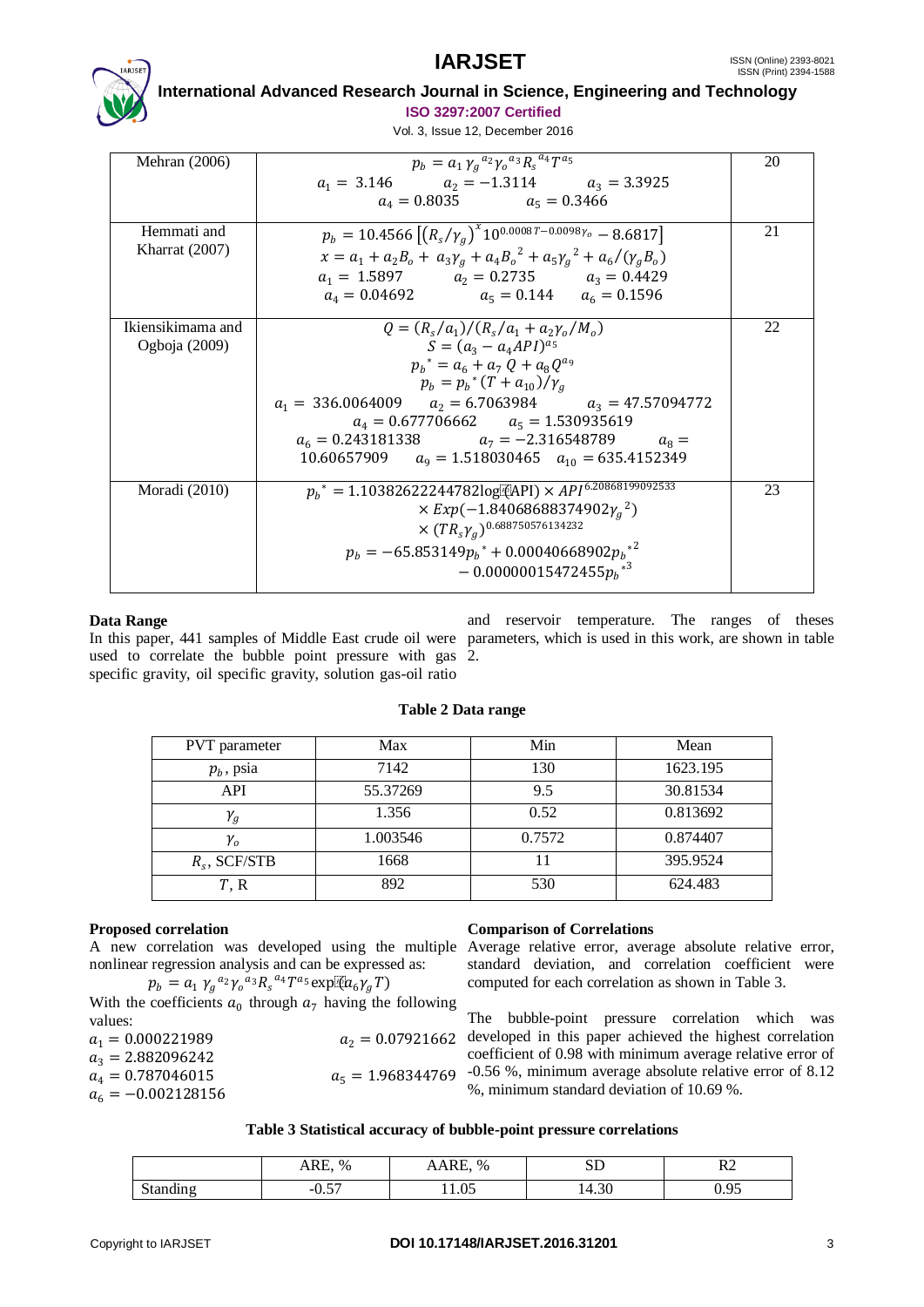| | | |
|---|---|---|
| Mehran (2006) | $p_b = a_1\, \gamma_g^{\,a_2} \gamma_o^{\,a_3} R_s^{\,a_4} T^{a_5}$ <br> $a_1 = 3.146 \quad a_2 = -1.3114 \quad a_3 = 3.3925$ <br> $a_4 = 0.8035 \quad a_5 = 0.3466$ | 20 |
| Hemmati and Kharrat (2007) | $p_b = 10.4566\left[(R_s/\gamma_g)^x 10^{0.0008T-0.0098\gamma_o} - 8.6817\right]$ <br> $x = a_1 + a_2 B_o + a_3\gamma_g + a_4 B_o^{\,2} + a_5\gamma_g^{\,2} + a_6/(\gamma_g B_o)$ <br> $a_1 = 1.5897 \quad a_2 = 0.2735 \quad a_3 = 0.4429$ <br> $a_4 = 0.04692 \quad a_5 = 0.144 \quad a_6 = 0.1596$ | 21 |
| Ikiensikimama and Ogboja (2009) | $Q = (R_s/a_1)/(R_s/a_1 + a_2\gamma_o/M_o)$ <br> $S = (a_3 - a_4 API)^{a_5}$ <br> $p_b^{\,*} = a_6 + a_7\, Q + a_8 Q^{a_9}$ <br> $p_b = p_b^{\,*}(T + a_{10})/\gamma_g$ <br> $a_1 = 336.0064009 \quad a_2 = 6.7063984 \quad a_3 = 47.57094772$ <br> $a_4 = 0.677706662 \quad a_5 = 1.530935619$ <br> $a_6 = 0.243181338 \quad a_7 = -2.316548789 \quad a_8 =$ $10.60657909 \quad a_9 = 1.518030465 \quad a_{10} = 635.4152349$ | 22 |
| Moradi (2010) | $p_b^{\,*} = 1.10382622244782\log(API) \times API^{6.20868199092533} \times Exp(-1.84068688374902\gamma_g^{\,2}) \times (TR_s\gamma_g)^{0.688750576134232}$ <br> $p_b = -65.853149 p_b^{\,*} + 0.00040668902 p_b^{\,*2} - 0.00000015472455 p_b^{\,*3}$ | 23 |

**Data Range**

In this paper, 441 samples of Middle East crude oil were used to correlate the bubble point pressure with gas specific gravity, oil specific gravity, solution gas-oil ratio and reservoir temperature. The ranges of theses parameters, which is used in this work, are shown in table 2.

**Table 2 Data range**

| PVT parameter | Max | Min | Mean |
|---|---|---|---|
| $p_b$, psia | 7142 | 130 | 1623.195 |
| API | 55.37269 | 9.5 | 30.81534 |
| $\gamma_g$ | 1.356 | 0.52 | 0.813692 |
| $\gamma_o$ | 1.003546 | 0.7572 | 0.874407 |
| $R_s$, SCF/STB | 1668 | 11 | 395.9524 |
| $T$, R | 892 | 530 | 624.483 |

**Proposed correlation**

A new correlation was developed using the multiple nonlinear regression analysis and can be expressed as:

$$p_b = a_1\, \gamma_g^{\,a_2} \gamma_o^{\,a_3} R_s^{\,a_4} T^{a_5} \exp(a_6\gamma_g T)$$

With the coefficients $a_0$ through $a_7$ having the following values:

$a_1 = 0.000221989$ $\quad a_2 = 0.07921662$
$a_3 = 2.882096242$
$a_4 = 0.787046015$ $\quad a_5 = 1.968344769$
$a_6 = -0.002128156$

**Comparison of Correlations**

Average relative error, average absolute relative error, standard deviation, and correlation coefficient were computed for each correlation as shown in Table 3.

The bubble-point pressure correlation which was developed in this paper achieved the highest correlation coefficient of 0.98 with minimum average relative error of -0.56 %, minimum average absolute relative error of 8.12 %, minimum standard deviation of 10.69 %.

**Table 3 Statistical accuracy of bubble-point pressure correlations**

| | ARE, % | AARE, % | SD | R2 |
|---|---|---|---|---|
| Standing | -0.57 | 11.05 | 14.30 | 0.95 |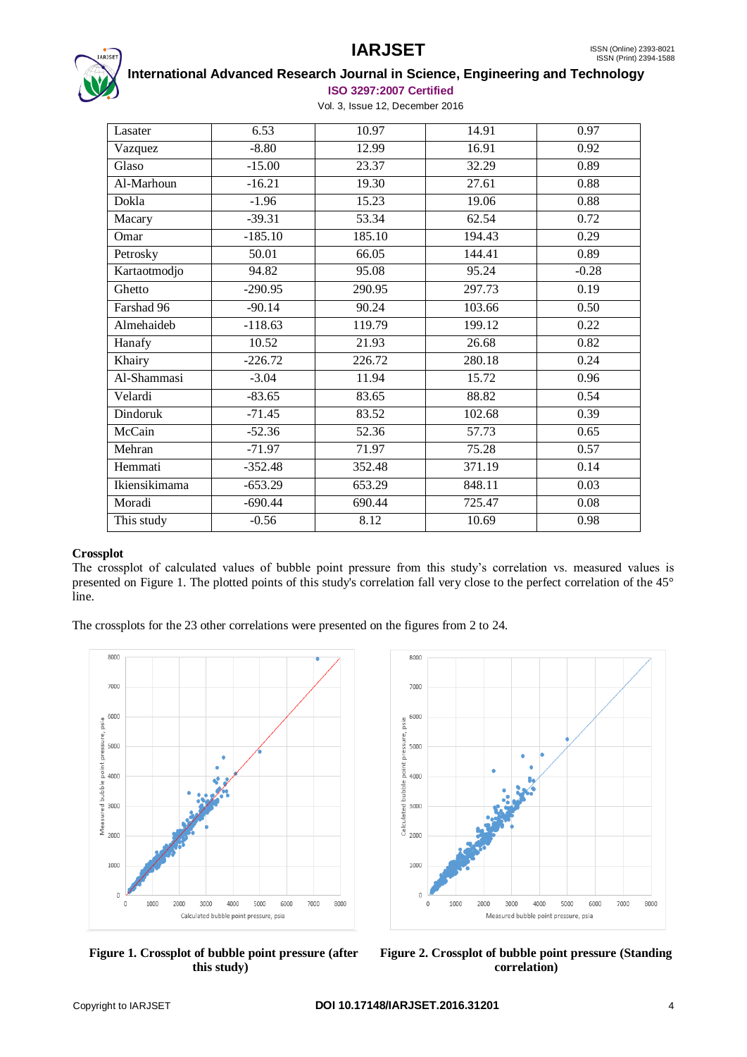| Lasater | 6.53 | 10.97 | 14.91 | 0.97 |
|---|---|---|---|---|
| Vazquez | -8.80 | 12.99 | 16.91 | 0.92 |
| Glaso | -15.00 | 23.37 | 32.29 | 0.89 |
| Al-Marhoun | -16.21 | 19.30 | 27.61 | 0.88 |
| Dokla | -1.96 | 15.23 | 19.06 | 0.88 |
| Macary | -39.31 | 53.34 | 62.54 | 0.72 |
| Omar | -185.10 | 185.10 | 194.43 | 0.29 |
| Petrosky | 50.01 | 66.05 | 144.41 | 0.89 |
| Kartaotmodjo | 94.82 | 95.08 | 95.24 | -0.28 |
| Ghetto | -290.95 | 290.95 | 297.73 | 0.19 |
| Farshad 96 | -90.14 | 90.24 | 103.66 | 0.50 |
| Almehaideb | -118.63 | 119.79 | 199.12 | 0.22 |
| Hanafy | 10.52 | 21.93 | 26.68 | 0.82 |
| Khairy | -226.72 | 226.72 | 280.18 | 0.24 |
| Al-Shammasi | -3.04 | 11.94 | 15.72 | 0.96 |
| Velardi | -83.65 | 83.65 | 88.82 | 0.54 |
| Dindoruk | -71.45 | 83.52 | 102.68 | 0.39 |
| McCain | -52.36 | 52.36 | 57.73 | 0.65 |
| Mehran | -71.97 | 71.97 | 75.28 | 0.57 |
| Hemmati | -352.48 | 352.48 | 371.19 | 0.14 |
| Ikiensikimama | -653.29 | 653.29 | 848.11 | 0.03 |
| Moradi | -690.44 | 690.44 | 725.47 | 0.08 |
| This study | -0.56 | 8.12 | 10.69 | 0.98 |

**Crossplot**

The crossplot of calculated values of bubble point pressure from this study's correlation vs. measured values is presented on Figure 1. The plotted points of this study's correlation fall very close to the perfect correlation of the 45° line.

The crossplots for the 23 other correlations were presented on the figures from 2 to 24.

**Figure 1. Crossplot of bubble point pressure (after this study)**

**Figure 2. Crossplot of bubble point pressure (Standing correlation)**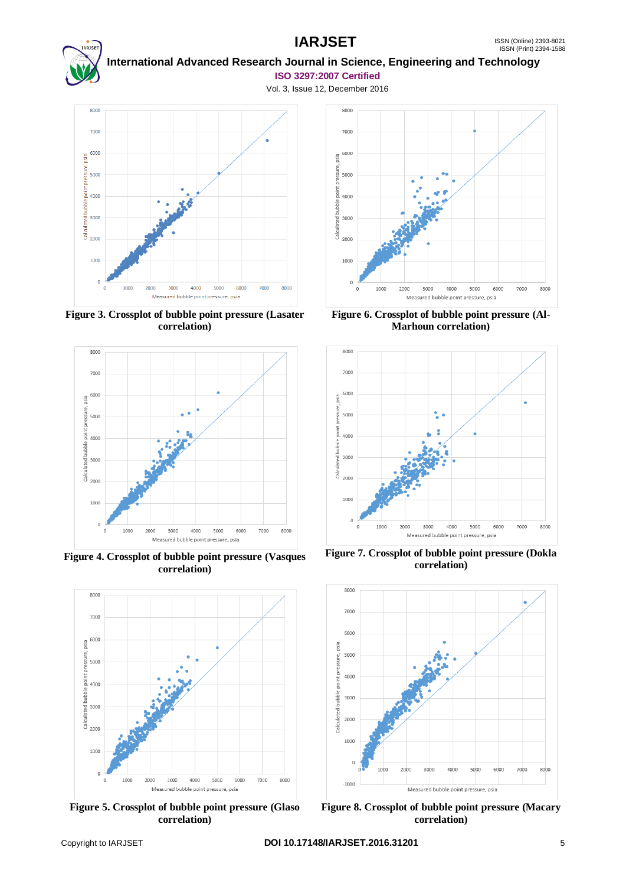Figure 3. Crossplot of bubble point pressure (Lasater correlation)

Figure 4. Crossplot of bubble point pressure (Vasques correlation)

Figure 5. Crossplot of bubble point pressure (Glaso correlation)

Figure 6. Crossplot of bubble point pressure (Al-Marhoun correlation)

Figure 7. Crossplot of bubble point pressure (Dokla correlation)

Figure 8. Crossplot of bubble point pressure (Macary correlation)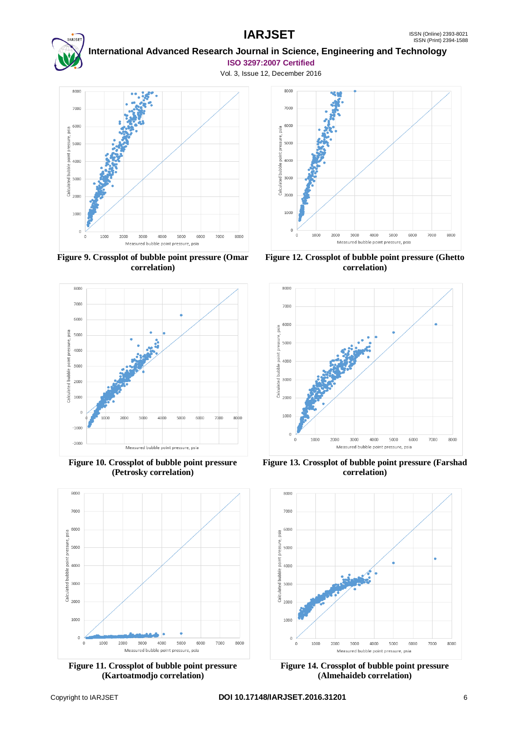Figure 9. Crossplot of bubble point pressure (Omar correlation)

Figure 10. Crossplot of bubble point pressure (Petrosky correlation)

Figure 11. Crossplot of bubble point pressure (Kartoatmodjo correlation)

Figure 12. Crossplot of bubble point pressure (Ghetto correlation)

Figure 13. Crossplot of bubble point pressure (Farshad correlation)

Figure 14. Crossplot of bubble point pressure (Almehaideb correlation)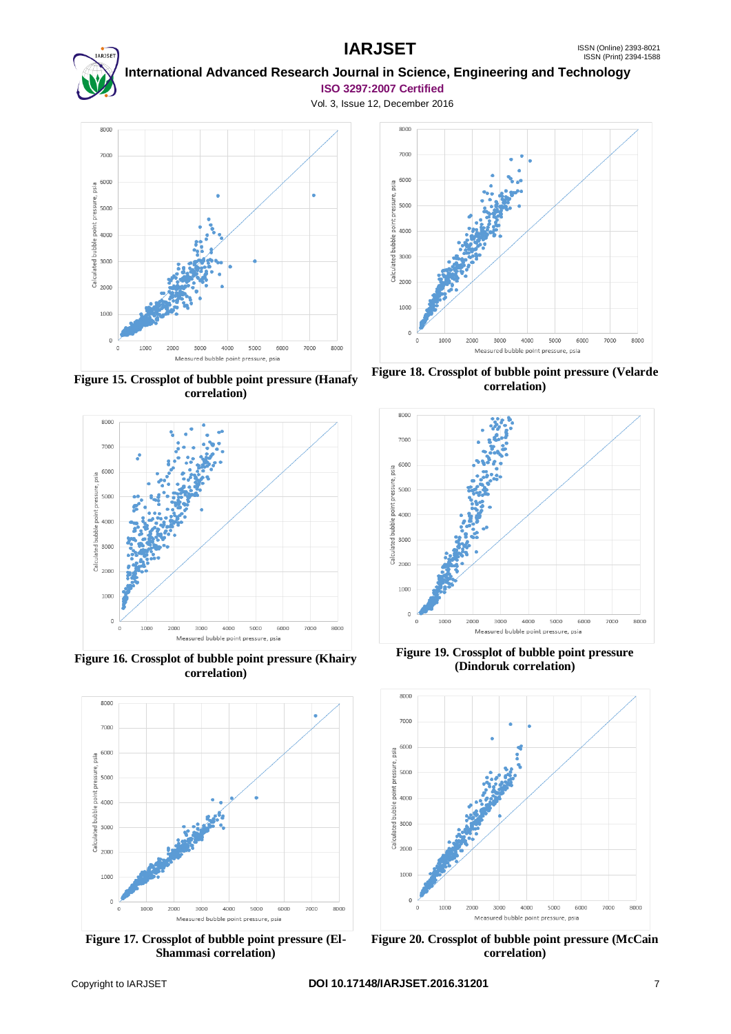Figure 15. Crossplot of bubble point pressure (Hanafy correlation)

Figure 16. Crossplot of bubble point pressure (Khairy correlation)

Figure 17. Crossplot of bubble point pressure (El-Shammasi correlation)

Figure 18. Crossplot of bubble point pressure (Velarde correlation)

Figure 19. Crossplot of bubble point pressure (Dindoruk correlation)

Figure 20. Crossplot of bubble point pressure (McCain correlation)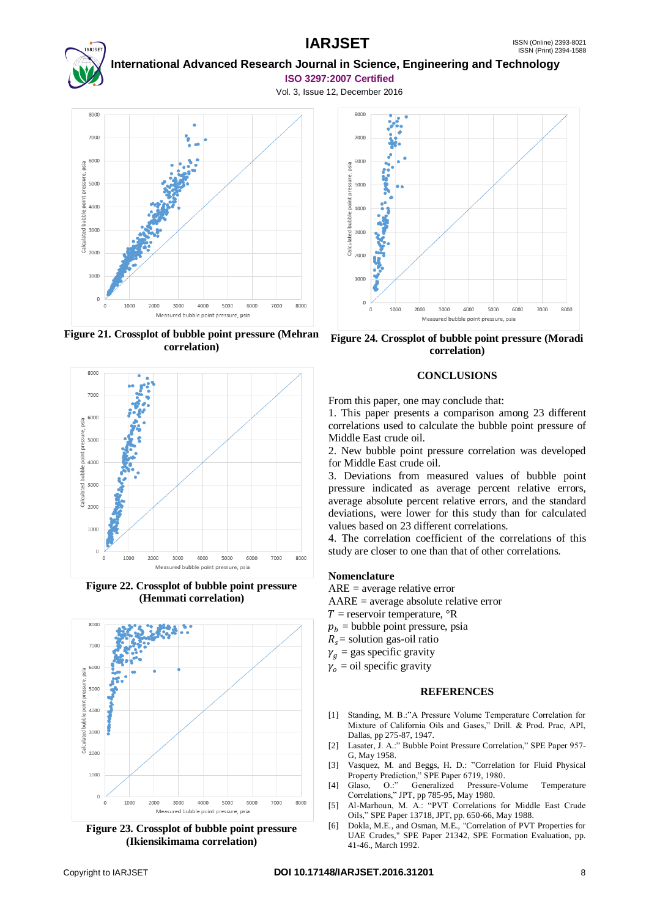Figure 21. Crossplot of bubble point pressure (Mehran correlation)

Figure 22. Crossplot of bubble point pressure (Hemmati correlation)

Figure 23. Crossplot of bubble point pressure (Ikiensikimama correlation)

Figure 24. Crossplot of bubble point pressure (Moradi correlation)

## CONCLUSIONS

From this paper, one may conclude that:

1. This paper presents a comparison among 23 different correlations used to calculate the bubble point pressure of Middle East crude oil.
2. New bubble point pressure correlation was developed for Middle East crude oil.
3. Deviations from measured values of bubble point pressure indicated as average percent relative errors, average absolute percent relative errors, and the standard deviations, were lower for this study than for calculated values based on 23 different correlations.
4. The correlation coefficient of the correlations of this study are closer to one than that of other correlations.

### Nomenclature

ARE = average relative error

AARE = average absolute relative error

$T$ = reservoir temperature, °R

$p_b$ = bubble point pressure, psia

$R_s$ = solution gas-oil ratio

$\gamma_g$ = gas specific gravity

$\gamma_o$ = oil specific gravity

## REFERENCES

[1] Standing, M. B.:"A Pressure Volume Temperature Correlation for Mixture of California Oils and Gases," Drill. & Prod. Prac, API, Dallas, pp 275-87, 1947.

[2] Lasater, J. A.:" Bubble Point Pressure Correlation," SPE Paper 957-G, May 1958.

[3] Vasquez, M. and Beggs, H. D.: "Correlation for Fluid Physical Property Prediction," SPE Paper 6719, 1980.

[4] Glaso, O.:" Generalized Pressure-Volume Temperature Correlations," JPT, pp 785-95, May 1980.

[5] Al-Marhoun, M. A.: "PVT Correlations for Middle East Crude Oils," SPE Paper 13718, JPT, pp. 650-66, May 1988.

[6] Dokla, M.E., and Osman, M.E., "Correlation of PVT Properties for UAE Crudes," SPE Paper 21342, SPE Formation Evaluation, pp. 41-46., March 1992.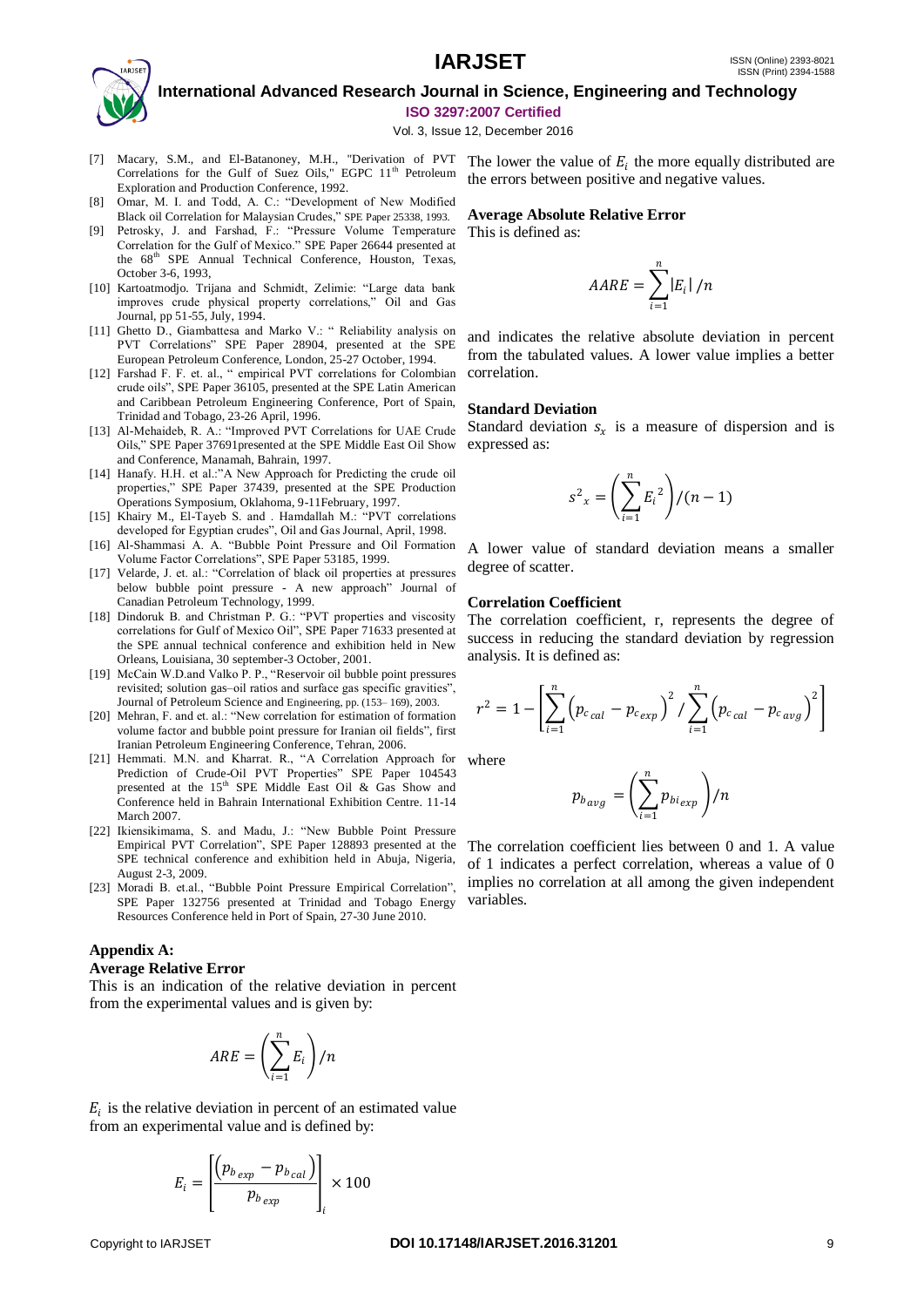[7] Macary, S.M., and El-Batanoney, M.H., "Derivation of PVT Correlations for the Gulf of Suez Oils," EGPC 11th Petroleum Exploration and Production Conference, 1992.

[8] Omar, M. I. and Todd, A. C.: "Development of New Modified Black oil Correlation for Malaysian Crudes," SPE Paper 25338, 1993.

[9] Petrosky, J. and Farshad, F.: "Pressure Volume Temperature Correlation for the Gulf of Mexico." SPE Paper 26644 presented at the 68th SPE Annual Technical Conference, Houston, Texas, October 3-6, 1993,

[10] Kartoatmodjo. Trijana and Schmidt, Zelimie: "Large data bank improves crude physical property correlations," Oil and Gas Journal, pp 51-55, July, 1994.

[11] Ghetto D., Giambattesa and Marko V.: " Reliability analysis on PVT Correlations" SPE Paper 28904, presented at the SPE European Petroleum Conference, London, 25-27 October, 1994.

[12] Farshad F. F. et. al., " empirical PVT correlations for Colombian crude oils", SPE Paper 36105, presented at the SPE Latin American and Caribbean Petroleum Engineering Conference, Port of Spain, Trinidad and Tobago, 23-26 April, 1996.

[13] Al-Mehaideb, R. A.: "Improved PVT Correlations for UAE Crude Oils," SPE Paper 37691presented at the SPE Middle East Oil Show and Conference, Manamah, Bahrain, 1997.

[14] Hanafy. H.H. et al.:"A New Approach for Predicting the crude oil properties," SPE Paper 37439, presented at the SPE Production Operations Symposium, Oklahoma, 9-11February, 1997.

[15] Khairy M., El-Tayeb S. and . Hamdallah M.: "PVT correlations developed for Egyptian crudes", Oil and Gas Journal, April, 1998.

[16] Al-Shammasi A. A. "Bubble Point Pressure and Oil Formation Volume Factor Correlations", SPE Paper 53185, 1999.

[17] Velarde, J. et. al.: "Correlation of black oil properties at pressures below bubble point pressure - A new approach" Journal of Canadian Petroleum Technology, 1999.

[18] Dindoruk B. and Christman P. G.: "PVT properties and viscosity correlations for Gulf of Mexico Oil", SPE Paper 71633 presented at the SPE annual technical conference and exhibition held in New Orleans, Louisiana, 30 september-3 October, 2001.

[19] McCain W.D.and Valko P. P., "Reservoir oil bubble point pressures revisited; solution gas–oil ratios and surface gas specific gravities", Journal of Petroleum Science and Engineering, pp. (153– 169), 2003.

[20] Mehran, F. and et. al.: "New correlation for estimation of formation volume factor and bubble point pressure for Iranian oil fields", first Iranian Petroleum Engineering Conference, Tehran, 2006.

[21] Hemmati. M.N. and Kharrat. R., "A Correlation Approach for Prediction of Crude-Oil PVT Properties" SPE Paper 104543 presented at the 15th SPE Middle East Oil & Gas Show and Conference held in Bahrain International Exhibition Centre. 11-14 March 2007.

[22] Ikiensikimama, S. and Madu, J.: "New Bubble Point Pressure Empirical PVT Correlation", SPE Paper 128893 presented at the SPE technical conference and exhibition held in Abuja, Nigeria, August 2-3, 2009.

[23] Moradi B. et.al., "Bubble Point Pressure Empirical Correlation", SPE Paper 132756 presented at Trinidad and Tobago Energy Resources Conference held in Port of Spain, 27-30 June 2010.

## Appendix A:

### Average Relative Error

This is an indication of the relative deviation in percent from the experimental values and is given by:

$$ARE = \left(\sum_{i=1}^{n} E_i\right)/n$$

$E_i$ is the relative deviation in percent of an estimated value from an experimental value and is defined by:

$$E_i = \left[\frac{\left(p_{b\,exp} - p_{b\,cal}\right)}{p_{b\,exp}}\right]_i \times 100$$

The lower the value of $E_i$ the more equally distributed are the errors between positive and negative values.

### Average Absolute Relative Error

This is defined as:

$$AARE = \sum_{i=1}^{n} |E_i|\,/n$$

and indicates the relative absolute deviation in percent from the tabulated values. A lower value implies a better correlation.

### Standard Deviation

Standard deviation $s_x$ is a measure of dispersion and is expressed as:

$$s^2{}_x = \left(\sum_{i=1}^{n} E_i{}^2\right)/(n-1)$$

A lower value of standard deviation means a smaller degree of scatter.

### Correlation Coefficient

The correlation coefficient, r, represents the degree of success in reducing the standard deviation by regression analysis. It is defined as:

$$r^2 = 1 - \left[\sum_{i=1}^{n}\left(p_{c\,cal} - p_{c\,exp}\right)^2 / \sum_{i=1}^{n}\left(p_{c\,cal} - p_{c\,avg}\right)^2\right]$$

where

$$p_{b\,avg} = \left(\sum_{i=1}^{n} p_{bi\,exp}\right)/n$$

The correlation coefficient lies between 0 and 1. A value of 1 indicates a perfect correlation, whereas a value of 0 implies no correlation at all among the given independent variables.